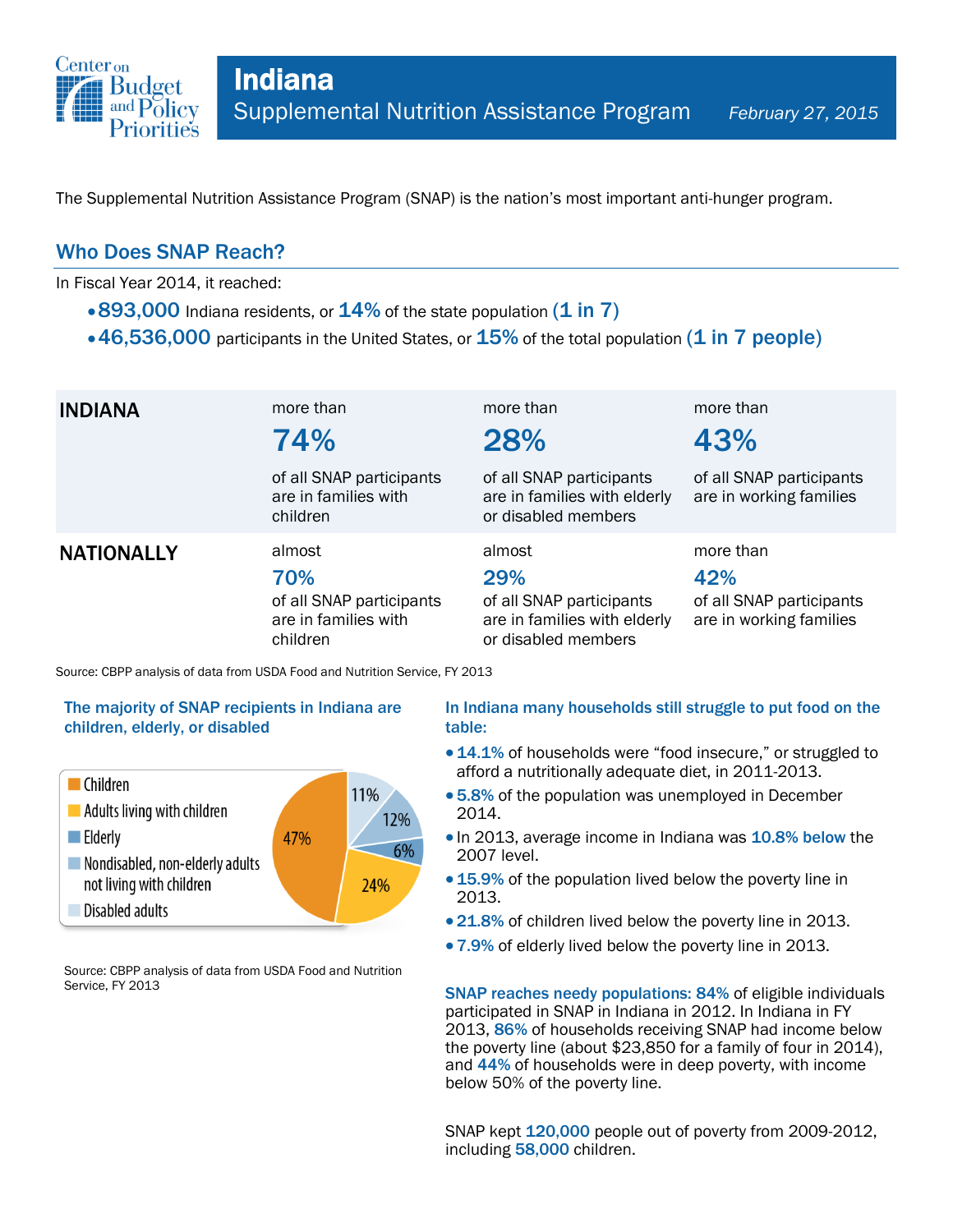Center on Budget and Policy Priorities

# Indiana

## Supplemental Nutrition Assistance Program

*February 27, 2015*

The Supplemental Nutrition Assistance Program (SNAP) is the nation's most important anti-hunger program.

## Who Does SNAP Reach?

In Fiscal Year 2014, it reached:

- **893,000** Indiana residents, or **14%** of the state population **(1 in 7)**
- **46,536,000** participants in the United States, or **15%** of the total population **(1 in 7 people)**

| | | | |
|---|---|---|---|
| **INDIANA** | more than **74%** of all SNAP participants are in families with children | more than **28%** of all SNAP participants are in families with elderly or disabled members | more than **43%** of all SNAP participants are in working families |
| **NATIONALLY** | almost **70%** of all SNAP participants are in families with children | almost **29%** of all SNAP participants are in families with elderly or disabled members | more than **42%** of all SNAP participants are in working families |

Source: CBPP analysis of data from USDA Food and Nutrition Service, FY 2013

### The majority of SNAP recipients in Indiana are children, elderly, or disabled

Children
Adults living with children
Elderly
Nondisabled, non-elderly adults not living with children
Disabled adults

47%
24%
6%
12%
11%

Source: CBPP analysis of data from USDA Food and Nutrition Service, FY 2013

### In Indiana many households still struggle to put food on the table:

- **14.1%** of households were "food insecure," or struggled to afford a nutritionally adequate diet, in 2011-2013.
- **5.8%** of the population was unemployed in December 2014.
- In 2013, average income in Indiana was **10.8% below** the 2007 level.
- **15.9%** of the population lived below the poverty line in 2013.
- **21.8%** of children lived below the poverty line in 2013.
- **7.9%** of elderly lived below the poverty line in 2013.

**SNAP reaches needy populations: 84%** of eligible individuals participated in SNAP in Indiana in 2012. In Indiana in FY 2013, **86%** of households receiving SNAP had income below the poverty line (about $23,850 for a family of four in 2014), and **44%** of households were in deep poverty, with income below 50% of the poverty line.

SNAP kept **120,000** people out of poverty from 2009-2012, including **58,000** children.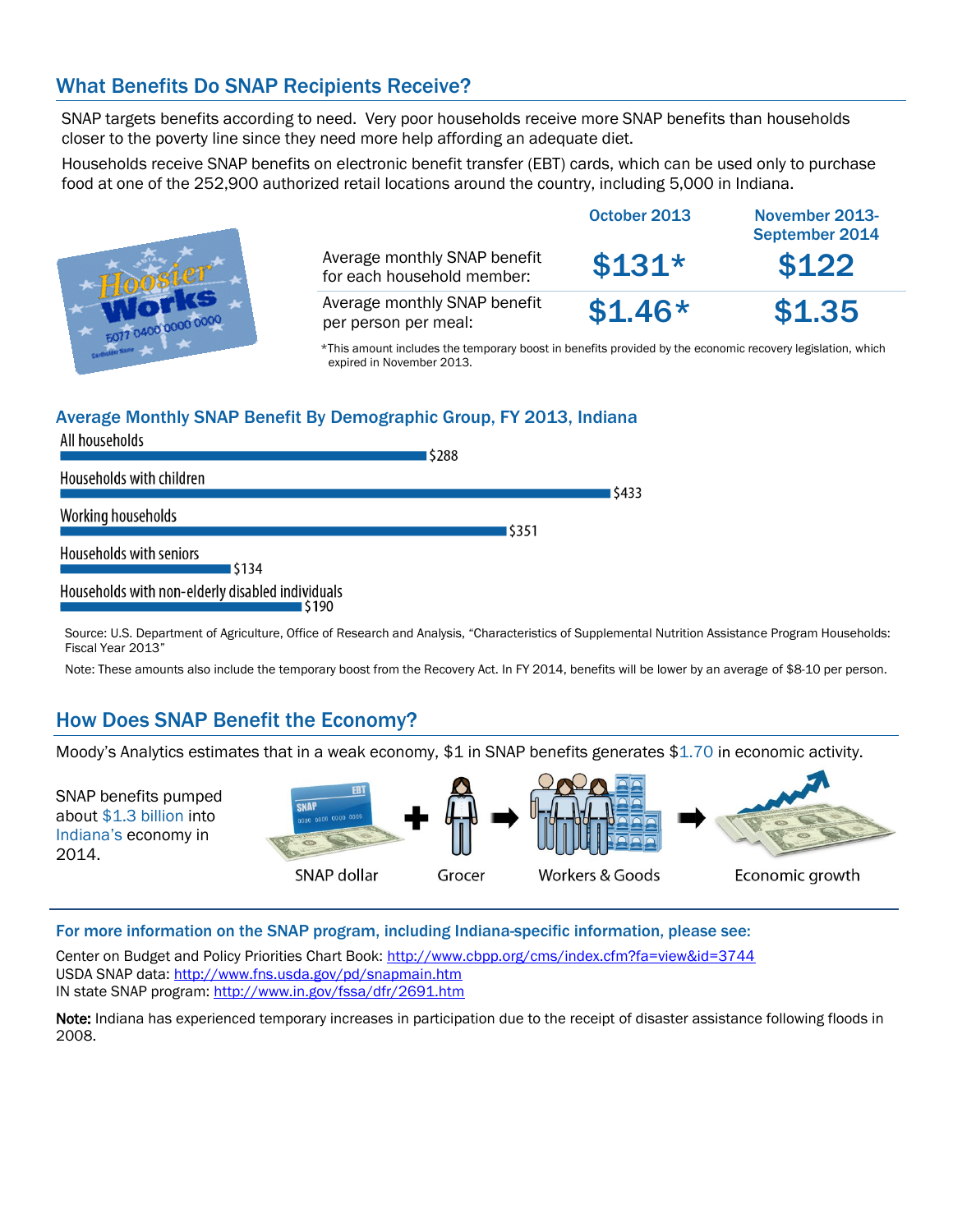## What Benefits Do SNAP Recipients Receive?

SNAP targets benefits according to need. Very poor households receive more SNAP benefits than households closer to the poverty line since they need more help affording an adequate diet.

Households receive SNAP benefits on electronic benefit transfer (EBT) cards, which can be used only to purchase food at one of the 252,900 authorized retail locations around the country, including 5,000 in Indiana.

| | October 2013 | November 2013-September 2014 |
|---|---|---|
| Average monthly SNAP benefit for each household member: | $131* | $122 |
| Average monthly SNAP benefit per person per meal: | $1.46* | $1.35 |

*This amount includes the temporary boost in benefits provided by the economic recovery legislation, which expired in November 2013.

### Average Monthly SNAP Benefit By Demographic Group, FY 2013, Indiana

All households
$288
Households with children
$433
Working households
$351
Households with seniors
$134
Households with non-elderly disabled individuals
$190

Source: U.S. Department of Agriculture, Office of Research and Analysis, "Characteristics of Supplemental Nutrition Assistance Program Households: Fiscal Year 2013"

Note: These amounts also include the temporary boost from the Recovery Act. In FY 2014, benefits will be lower by an average of $8-10 per person.

## How Does SNAP Benefit the Economy?

Moody's Analytics estimates that in a weak economy, $1 in SNAP benefits generates $1.70 in economic activity.

SNAP benefits pumped about $1.3 billion into Indiana's economy in 2014.

SNAP dollar + Grocer → Workers & Goods → Economic growth

### For more information on the SNAP program, including Indiana-specific information, please see:

Center on Budget and Policy Priorities Chart Book: http://www.cbpp.org/cms/index.cfm?fa=view&id=3744
USDA SNAP data: http://www.fns.usda.gov/pd/snapmain.htm
IN state SNAP program: http://www.in.gov/fssa/dfr/2691.htm

**Note:** Indiana has experienced temporary increases in participation due to the receipt of disaster assistance following floods in 2008.